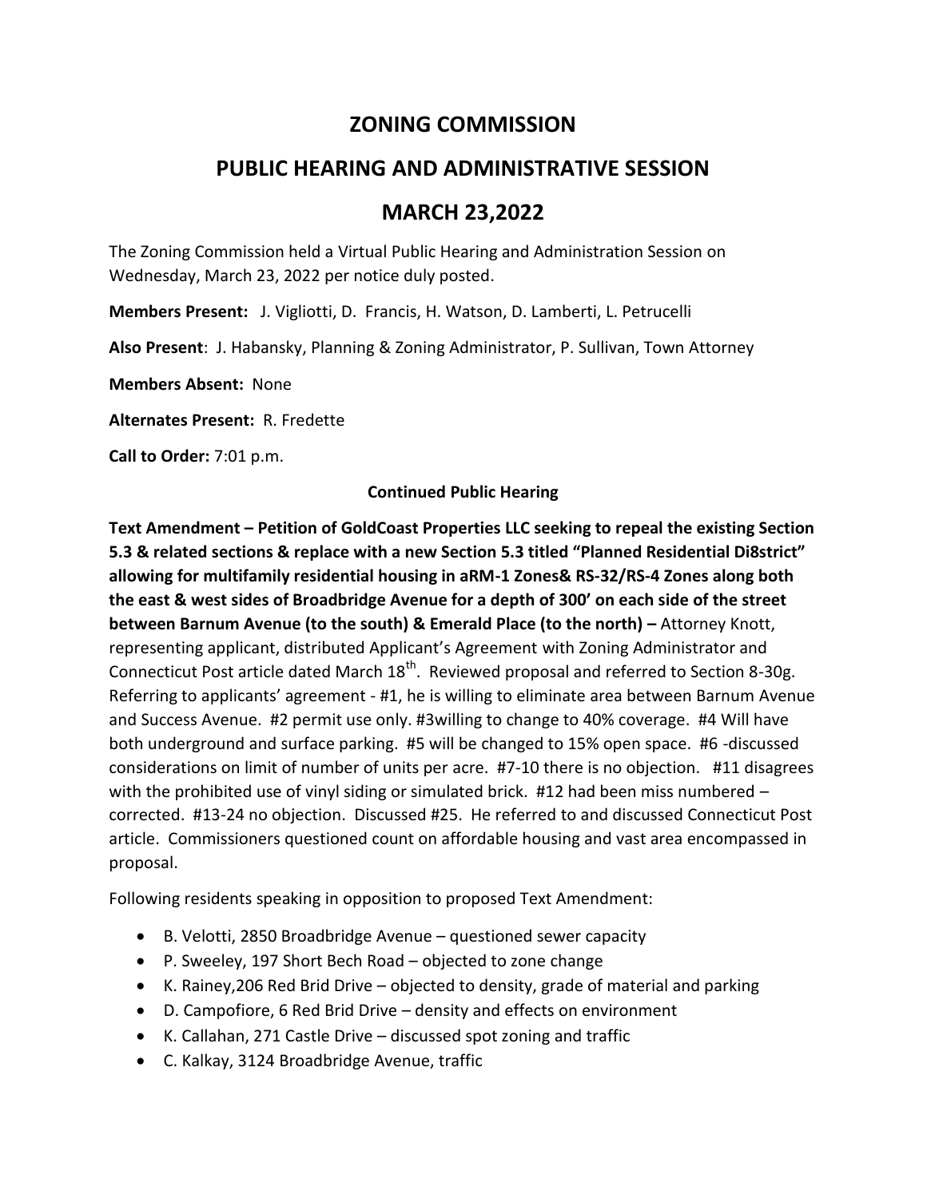# ZONING COMMISSION

## PUBLIC HEARING AND ADMINISTRATIVE SESSION

## MARCH 23,2022

The Zoning Commission held a Virtual Public Hearing and Administration Session on Wednesday, March 23, 2022 per notice duly posted.

**Members Present:** J. Vigliotti, D. Francis, H. Watson, D. Lamberti, L. Petrucelli

**Also Present**: J. Habansky, Planning & Zoning Administrator, P. Sullivan, Town Attorney

**Members Absent:** None

**Alternates Present:** R. Fredette

**Call to Order:** 7:01 p.m.

**Continued Public Hearing**

**Text Amendment – Petition of GoldCoast Properties LLC seeking to repeal the existing Section 5.3 & related sections & replace with a new Section 5.3 titled "Planned Residential Di8strict" allowing for multifamily residential housing in aRM-1 Zones& RS-32/RS-4 Zones along both the east & west sides of Broadbridge Avenue for a depth of 300' on each side of the street between Barnum Avenue (to the south) & Emerald Place (to the north) –** Attorney Knott, representing applicant, distributed Applicant's Agreement with Zoning Administrator and Connecticut Post article dated March 18th. Reviewed proposal and referred to Section 8-30g. Referring to applicants' agreement - #1, he is willing to eliminate area between Barnum Avenue and Success Avenue. #2 permit use only. #3willing to change to 40% coverage. #4 Will have both underground and surface parking. #5 will be changed to 15% open space. #6 -discussed considerations on limit of number of units per acre. #7-10 there is no objection. #11 disagrees with the prohibited use of vinyl siding or simulated brick. #12 had been miss numbered – corrected. #13-24 no objection. Discussed #25. He referred to and discussed Connecticut Post article. Commissioners questioned count on affordable housing and vast area encompassed in proposal.

Following residents speaking in opposition to proposed Text Amendment:

- B. Velotti, 2850 Broadbridge Avenue – questioned sewer capacity
- P. Sweeley, 197 Short Bech Road – objected to zone change
- K. Rainey,206 Red Brid Drive – objected to density, grade of material and parking
- D. Campofiore, 6 Red Brid Drive – density and effects on environment
- K. Callahan, 271 Castle Drive – discussed spot zoning and traffic
- C. Kalkay, 3124 Broadbridge Avenue, traffic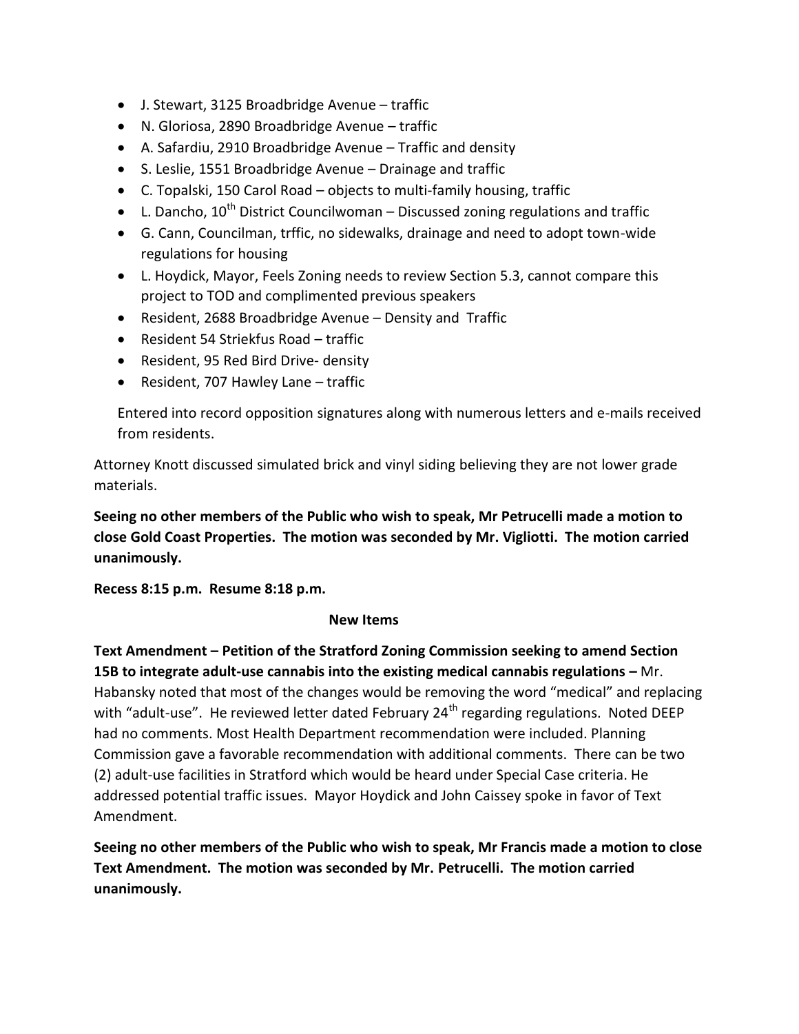- J. Stewart, 3125 Broadbridge Avenue – traffic
- N. Gloriosa, 2890 Broadbridge Avenue – traffic
- A. Safardiu, 2910 Broadbridge Avenue – Traffic and density
- S. Leslie, 1551 Broadbridge Avenue – Drainage and traffic
- C. Topalski, 150 Carol Road – objects to multi-family housing, traffic
- L. Dancho, 10th District Councilwoman – Discussed zoning regulations and traffic
- G. Cann, Councilman, trffic, no sidewalks, drainage and need to adopt town-wide regulations for housing
- L. Hoydick, Mayor, Feels Zoning needs to review Section 5.3, cannot compare this project to TOD and complimented previous speakers
- Resident, 2688 Broadbridge Avenue – Density and Traffic
- Resident 54 Striekfus Road – traffic
- Resident, 95 Red Bird Drive- density
- Resident, 707 Hawley Lane – traffic

Entered into record opposition signatures along with numerous letters and e-mails received from residents.

Attorney Knott discussed simulated brick and vinyl siding believing they are not lower grade materials.

**Seeing no other members of the Public who wish to speak, Mr Petrucelli made a motion to close Gold Coast Properties. The motion was seconded by Mr. Vigliotti. The motion carried unanimously.**

**Recess 8:15 p.m. Resume 8:18 p.m.**

**New Items**

**Text Amendment – Petition of the Stratford Zoning Commission seeking to amend Section 15B to integrate adult-use cannabis into the existing medical cannabis regulations –** Mr. Habansky noted that most of the changes would be removing the word "medical" and replacing with "adult-use". He reviewed letter dated February 24th regarding regulations. Noted DEEP had no comments. Most Health Department recommendation were included. Planning Commission gave a favorable recommendation with additional comments. There can be two (2) adult-use facilities in Stratford which would be heard under Special Case criteria. He addressed potential traffic issues. Mayor Hoydick and John Caissey spoke in favor of Text Amendment.

**Seeing no other members of the Public who wish to speak, Mr Francis made a motion to close Text Amendment. The motion was seconded by Mr. Petrucelli. The motion carried unanimously.**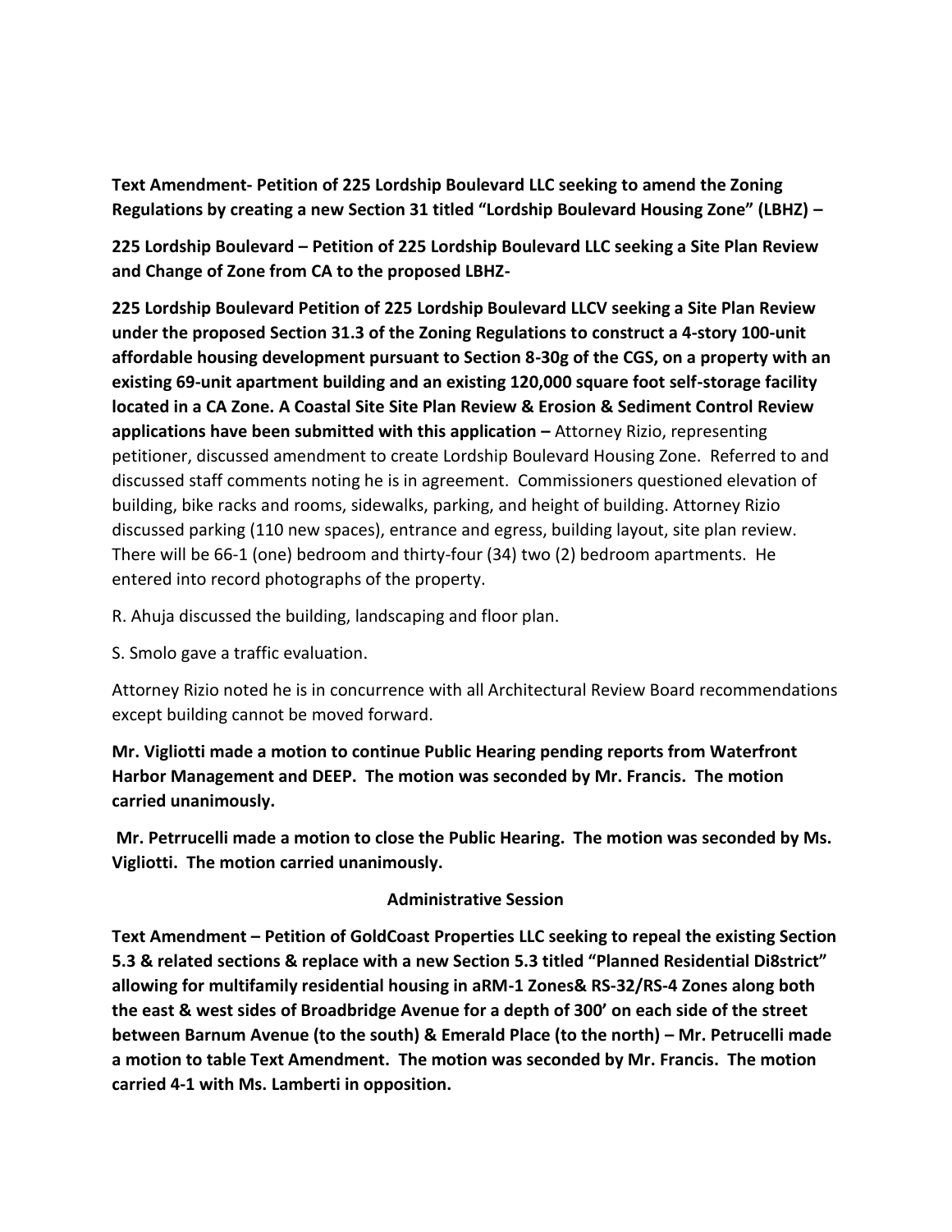**Text Amendment- Petition of 225 Lordship Boulevard LLC seeking to amend the Zoning Regulations by creating a new Section 31 titled "Lordship Boulevard Housing Zone" (LBHZ) –**

**225 Lordship Boulevard – Petition of 225 Lordship Boulevard LLC seeking a Site Plan Review and Change of Zone from CA to the proposed LBHZ-**

**225 Lordship Boulevard Petition of 225 Lordship Boulevard LLCV seeking a Site Plan Review under the proposed Section 31.3 of the Zoning Regulations to construct a 4-story 100-unit affordable housing development pursuant to Section 8-30g of the CGS, on a property with an existing 69-unit apartment building and an existing 120,000 square foot self-storage facility located in a CA Zone. A Coastal Site Site Plan Review & Erosion & Sediment Control Review applications have been submitted with this application –** Attorney Rizio, representing petitioner, discussed amendment to create Lordship Boulevard Housing Zone. Referred to and discussed staff comments noting he is in agreement. Commissioners questioned elevation of building, bike racks and rooms, sidewalks, parking, and height of building. Attorney Rizio discussed parking (110 new spaces), entrance and egress, building layout, site plan review. There will be 66-1 (one) bedroom and thirty-four (34) two (2) bedroom apartments. He entered into record photographs of the property.

R. Ahuja discussed the building, landscaping and floor plan.

S. Smolo gave a traffic evaluation.

Attorney Rizio noted he is in concurrence with all Architectural Review Board recommendations except building cannot be moved forward.

**Mr. Vigliotti made a motion to continue Public Hearing pending reports from Waterfront Harbor Management and DEEP. The motion was seconded by Mr. Francis. The motion carried unanimously.**

**Mr. Petrrucelli made a motion to close the Public Hearing. The motion was seconded by Ms. Vigliotti. The motion carried unanimously.**

**Administrative Session**

**Text Amendment – Petition of GoldCoast Properties LLC seeking to repeal the existing Section 5.3 & related sections & replace with a new Section 5.3 titled "Planned Residential Di8strict" allowing for multifamily residential housing in aRM-1 Zones& RS-32/RS-4 Zones along both the east & west sides of Broadbridge Avenue for a depth of 300' on each side of the street between Barnum Avenue (to the south) & Emerald Place (to the north) – Mr. Petrucelli made a motion to table Text Amendment. The motion was seconded by Mr. Francis. The motion carried 4-1 with Ms. Lamberti in opposition.**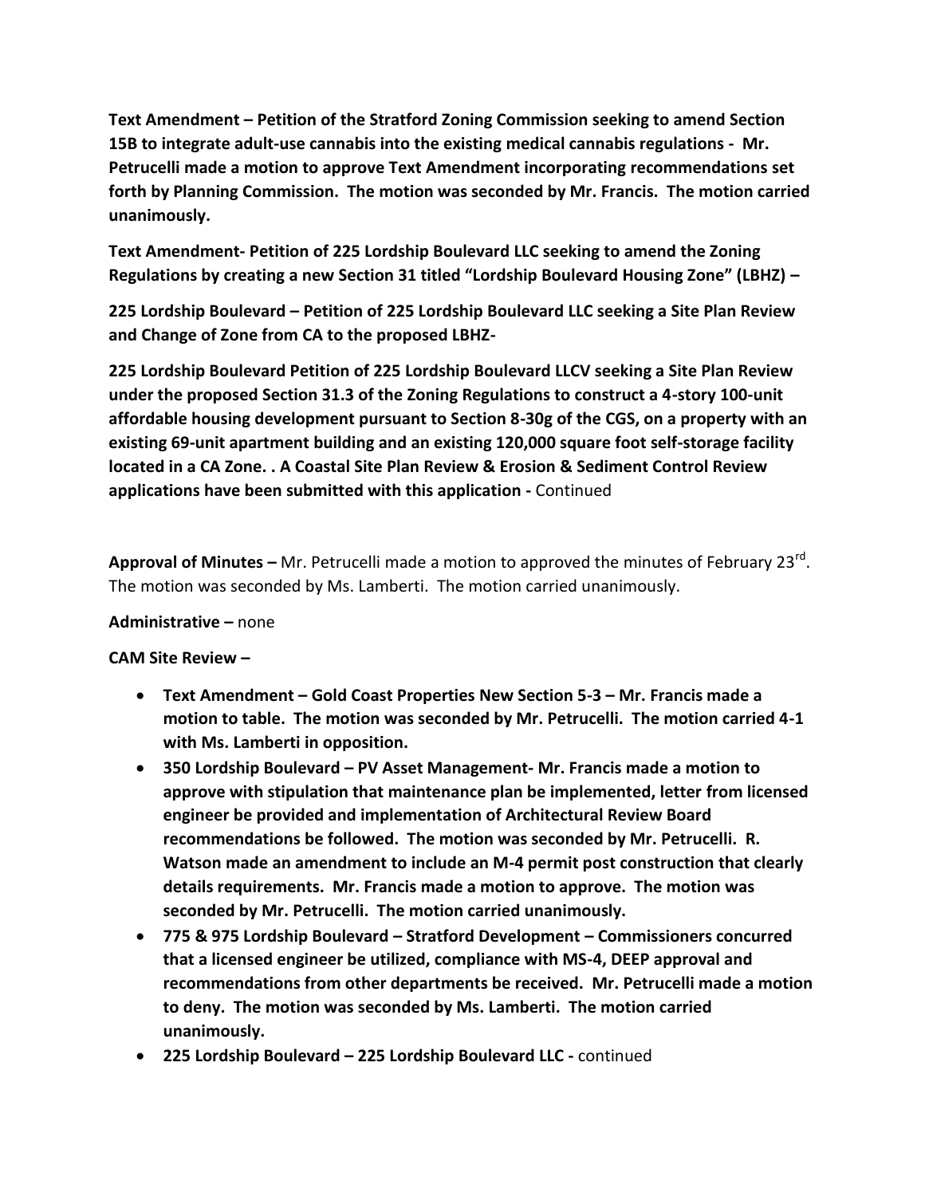**Text Amendment – Petition of the Stratford Zoning Commission seeking to amend Section 15B to integrate adult-use cannabis into the existing medical cannabis regulations - Mr. Petrucelli made a motion to approve Text Amendment incorporating recommendations set forth by Planning Commission. The motion was seconded by Mr. Francis. The motion carried unanimously.**

**Text Amendment- Petition of 225 Lordship Boulevard LLC seeking to amend the Zoning Regulations by creating a new Section 31 titled "Lordship Boulevard Housing Zone" (LBHZ) –**

**225 Lordship Boulevard – Petition of 225 Lordship Boulevard LLC seeking a Site Plan Review and Change of Zone from CA to the proposed LBHZ-**

**225 Lordship Boulevard Petition of 225 Lordship Boulevard LLCV seeking a Site Plan Review under the proposed Section 31.3 of the Zoning Regulations to construct a 4-story 100-unit affordable housing development pursuant to Section 8-30g of the CGS, on a property with an existing 69-unit apartment building and an existing 120,000 square foot self-storage facility located in a CA Zone. . A Coastal Site Plan Review & Erosion & Sediment Control Review applications have been submitted with this application -** Continued

**Approval of Minutes –** Mr. Petrucelli made a motion to approved the minutes of February 23rd. The motion was seconded by Ms. Lamberti. The motion carried unanimously.

**Administrative –** none

**CAM Site Review –**

- **Text Amendment – Gold Coast Properties New Section 5-3 – Mr. Francis made a motion to table. The motion was seconded by Mr. Petrucelli. The motion carried 4-1 with Ms. Lamberti in opposition.**
- **350 Lordship Boulevard – PV Asset Management- Mr. Francis made a motion to approve with stipulation that maintenance plan be implemented, letter from licensed engineer be provided and implementation of Architectural Review Board recommendations be followed. The motion was seconded by Mr. Petrucelli. R. Watson made an amendment to include an M-4 permit post construction that clearly details requirements. Mr. Francis made a motion to approve. The motion was seconded by Mr. Petrucelli. The motion carried unanimously.**
- **775 & 975 Lordship Boulevard – Stratford Development – Commissioners concurred that a licensed engineer be utilized, compliance with MS-4, DEEP approval and recommendations from other departments be received. Mr. Petrucelli made a motion to deny. The motion was seconded by Ms. Lamberti. The motion carried unanimously.**
- **225 Lordship Boulevard – 225 Lordship Boulevard LLC -** continued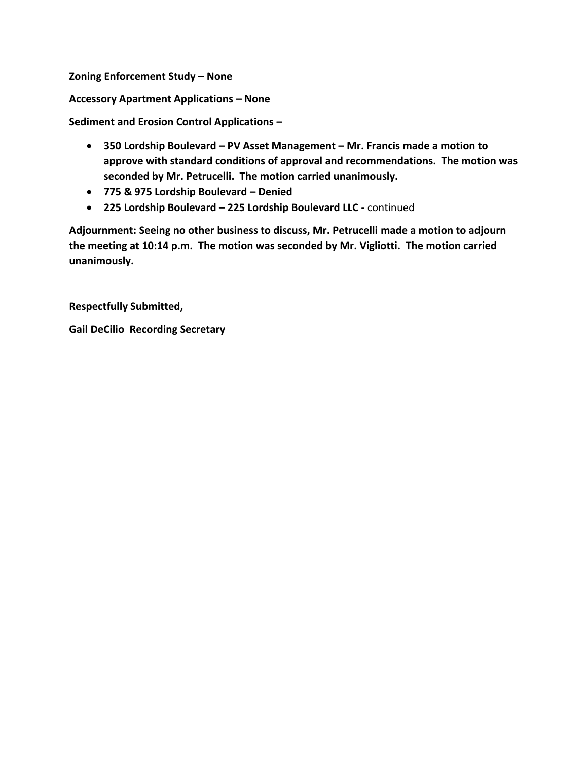**Zoning Enforcement Study – None**

**Accessory Apartment Applications – None**

**Sediment and Erosion Control Applications –**

- **350 Lordship Boulevard – PV Asset Management – Mr. Francis made a motion to approve with standard conditions of approval and recommendations. The motion was seconded by Mr. Petrucelli. The motion carried unanimously.**
- **775 & 975 Lordship Boulevard – Denied**
- **225 Lordship Boulevard – 225 Lordship Boulevard LLC -** continued

**Adjournment: Seeing no other business to discuss, Mr. Petrucelli made a motion to adjourn the meeting at 10:14 p.m. The motion was seconded by Mr. Vigliotti. The motion carried unanimously.**

**Respectfully Submitted,**

**Gail DeCilio Recording Secretary**